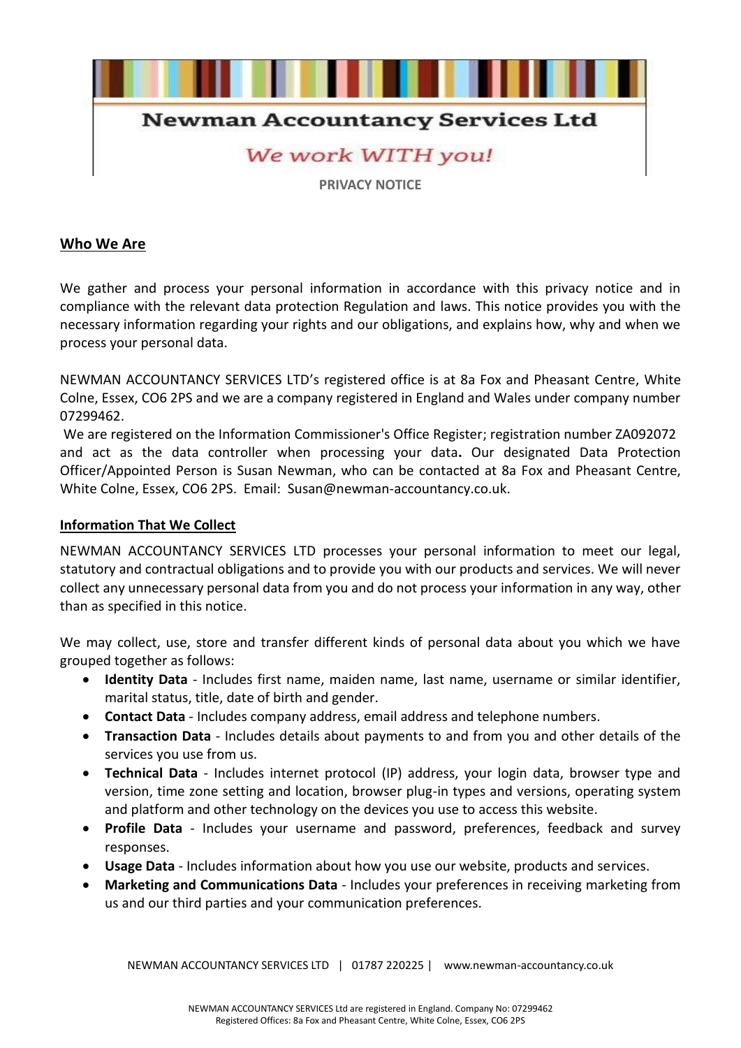# Newman Accountancy Services Ltd

*We work WITH you!*

**PRIVACY NOTICE**

## Who We Are

We gather and process your personal information in accordance with this privacy notice and in compliance with the relevant data protection Regulation and laws. This notice provides you with the necessary information regarding your rights and our obligations, and explains how, why and when we process your personal data.

NEWMAN ACCOUNTANCY SERVICES LTD's registered office is at 8a Fox and Pheasant Centre, White Colne, Essex, CO6 2PS and we are a company registered in England and Wales under company number 07299462.

We are registered on the Information Commissioner's Office Register; registration number ZA092072 and act as the data controller when processing your data**.** Our designated Data Protection Officer/Appointed Person is Susan Newman, who can be contacted at 8a Fox and Pheasant Centre, White Colne, Essex, CO6 2PS. Email: Susan@newman-accountancy.co.uk.

## Information That We Collect

NEWMAN ACCOUNTANCY SERVICES LTD processes your personal information to meet our legal, statutory and contractual obligations and to provide you with our products and services. We will never collect any unnecessary personal data from you and do not process your information in any way, other than as specified in this notice.

We may collect, use, store and transfer different kinds of personal data about you which we have grouped together as follows:

- **Identity Data** - Includes first name, maiden name, last name, username or similar identifier, marital status, title, date of birth and gender.
- **Contact Data** - Includes company address, email address and telephone numbers.
- **Transaction Data** - Includes details about payments to and from you and other details of the services you use from us.
- **Technical Data** - Includes internet protocol (IP) address, your login data, browser type and version, time zone setting and location, browser plug-in types and versions, operating system and platform and other technology on the devices you use to access this website.
- **Profile Data** - Includes your username and password, preferences, feedback and survey responses.
- **Usage Data** - Includes information about how you use our website, products and services.
- **Marketing and Communications Data** - Includes your preferences in receiving marketing from us and our third parties and your communication preferences.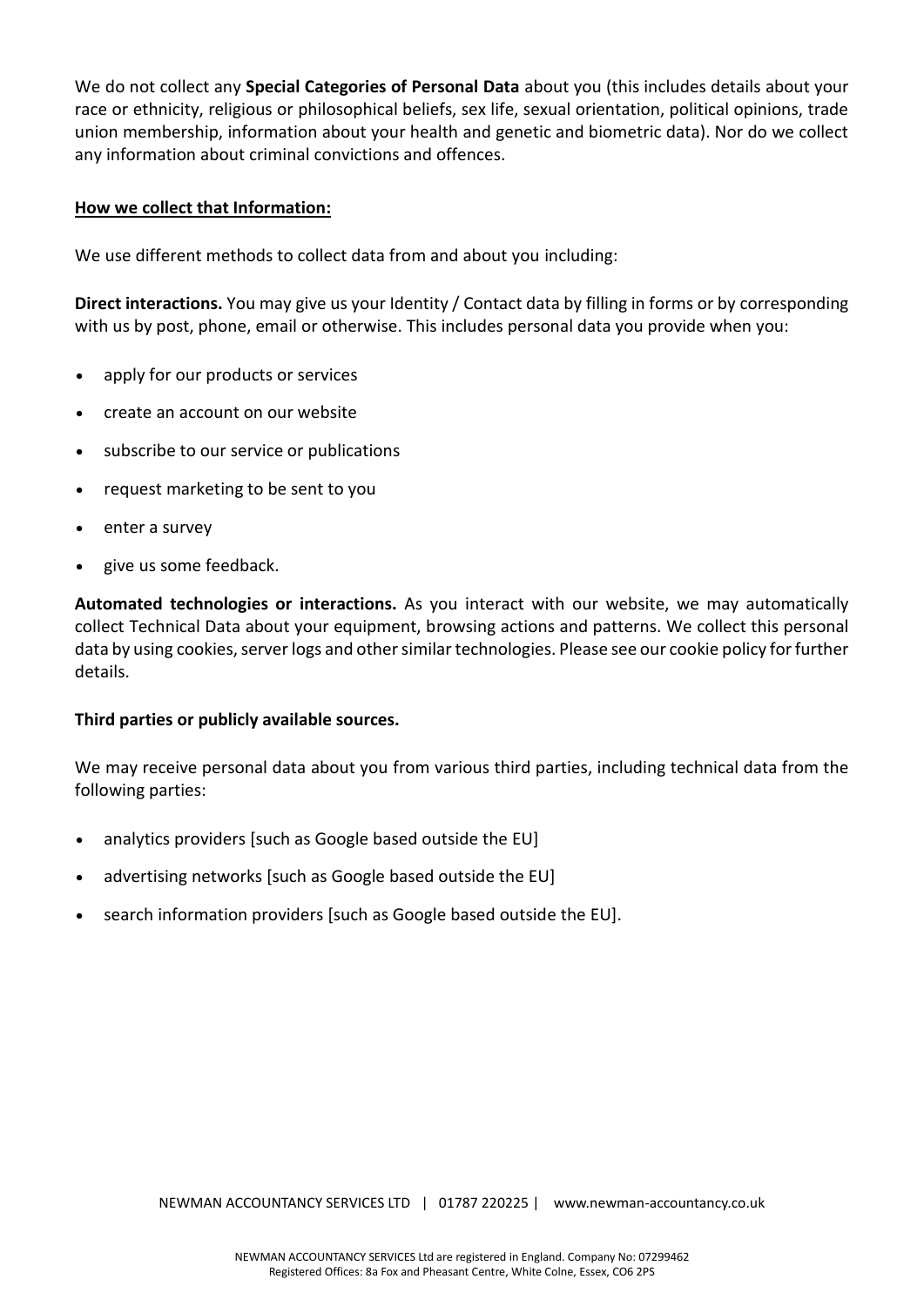We do not collect any **Special Categories of Personal Data** about you (this includes details about your race or ethnicity, religious or philosophical beliefs, sex life, sexual orientation, political opinions, trade union membership, information about your health and genetic and biometric data). Nor do we collect any information about criminal convictions and offences.

**How we collect that Information:**

We use different methods to collect data from and about you including:

**Direct interactions.** You may give us your Identity / Contact data by filling in forms or by corresponding with us by post, phone, email or otherwise. This includes personal data you provide when you:

- apply for our products or services
- create an account on our website
- subscribe to our service or publications
- request marketing to be sent to you
- enter a survey
- give us some feedback.

**Automated technologies or interactions.** As you interact with our website, we may automatically collect Technical Data about your equipment, browsing actions and patterns. We collect this personal data by using cookies, server logs and other similar technologies. Please see our cookie policy for further details.

**Third parties or publicly available sources.**

We may receive personal data about you from various third parties, including technical data from the following parties:

- analytics providers [such as Google based outside the EU]
- advertising networks [such as Google based outside the EU]
- search information providers [such as Google based outside the EU].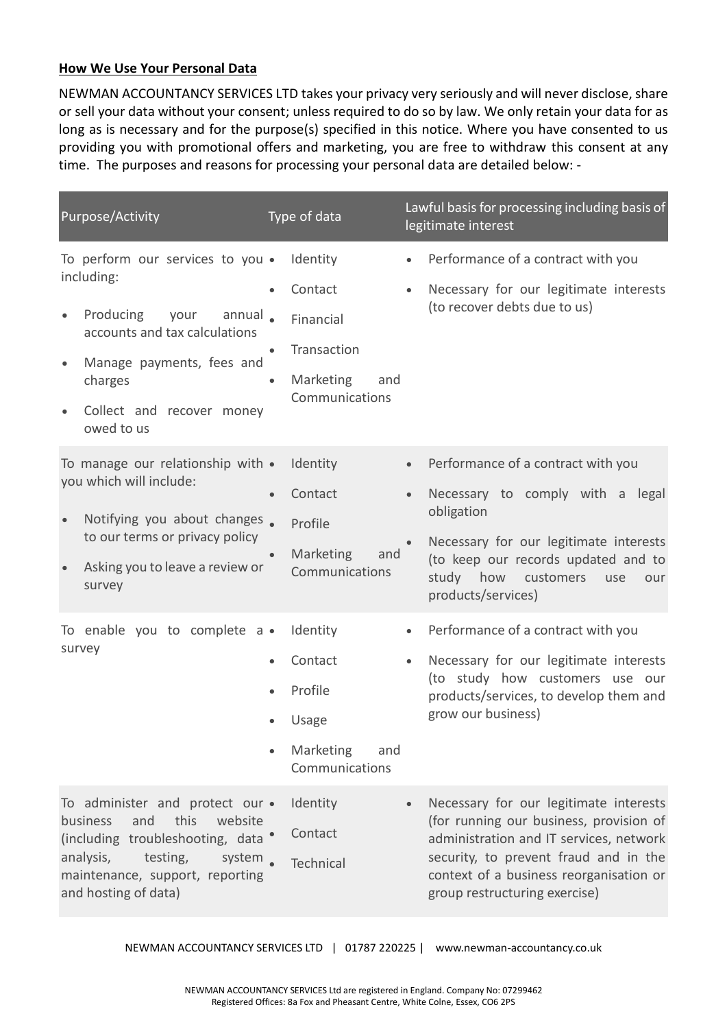**How We Use Your Personal Data**

NEWMAN ACCOUNTANCY SERVICES LTD takes your privacy very seriously and will never disclose, share or sell your data without your consent; unless required to do so by law. We only retain your data for as long as is necessary and for the purpose(s) specified in this notice. Where you have consented to us providing you with promotional offers and marketing, you are free to withdraw this consent at any time. The purposes and reasons for processing your personal data are detailed below: -

| Purpose/Activity | Type of data | Lawful basis for processing including basis of legitimate interest |
|---|---|---|
| To perform our services to you including:<br>• Producing your annual accounts and tax calculations<br>• Manage payments, fees and charges<br>• Collect and recover money owed to us | • Identity<br>• Contact<br>• Financial<br>• Transaction<br>• Marketing and Communications | • Performance of a contract with you<br>• Necessary for our legitimate interests (to recover debts due to us) |
| To manage our relationship with you which will include:<br>• Notifying you about changes to our terms or privacy policy<br>• Asking you to leave a review or survey | • Identity<br>• Contact<br>• Profile<br>• Marketing and Communications | • Performance of a contract with you<br>• Necessary to comply with a legal obligation<br>• Necessary for our legitimate interests (to keep our records updated and to study how customers use our products/services) |
| To enable you to complete a survey | • Identity<br>• Contact<br>• Profile<br>• Usage<br>• Marketing and Communications | • Performance of a contract with you<br>• Necessary for our legitimate interests (to study how customers use our products/services, to develop them and grow our business) |
| To administer and protect our business and this website (including troubleshooting, data analysis, testing, system maintenance, support, reporting and hosting of data) | • Identity<br>• Contact<br>• Technical | • Necessary for our legitimate interests (for running our business, provision of administration and IT services, network security, to prevent fraud and in the context of a business reorganisation or group restructuring exercise) |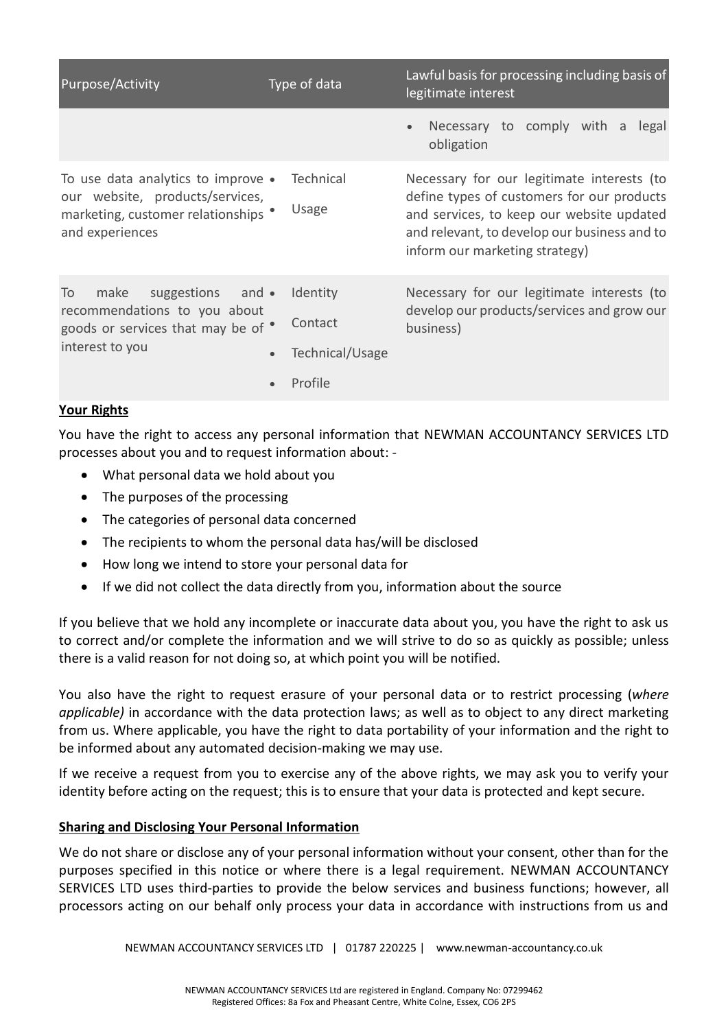| Purpose/Activity | Type of data | Lawful basis for processing including basis of legitimate interest |
|---|---|---|
| | | • Necessary to comply with a legal obligation |
| To use data analytics to improve our website, products/services, marketing, customer relationships and experiences | • Technical<br>• Usage | Necessary for our legitimate interests (to define types of customers for our products and services, to keep our website updated and relevant, to develop our business and to inform our marketing strategy) |
| To make suggestions and recommendations to you about goods or services that may be of interest to you | • Identity<br>• Contact<br>• Technical/Usage<br>• Profile | Necessary for our legitimate interests (to develop our products/services and grow our business) |

**Your Rights**

You have the right to access any personal information that NEWMAN ACCOUNTANCY SERVICES LTD processes about you and to request information about: -

- What personal data we hold about you
- The purposes of the processing
- The categories of personal data concerned
- The recipients to whom the personal data has/will be disclosed
- How long we intend to store your personal data for
- If we did not collect the data directly from you, information about the source

If you believe that we hold any incomplete or inaccurate data about you, you have the right to ask us to correct and/or complete the information and we will strive to do so as quickly as possible; unless there is a valid reason for not doing so, at which point you will be notified.

You also have the right to request erasure of your personal data or to restrict processing (*where applicable)* in accordance with the data protection laws; as well as to object to any direct marketing from us. Where applicable, you have the right to data portability of your information and the right to be informed about any automated decision-making we may use.

If we receive a request from you to exercise any of the above rights, we may ask you to verify your identity before acting on the request; this is to ensure that your data is protected and kept secure.

**Sharing and Disclosing Your Personal Information**

We do not share or disclose any of your personal information without your consent, other than for the purposes specified in this notice or where there is a legal requirement. NEWMAN ACCOUNTANCY SERVICES LTD uses third-parties to provide the below services and business functions; however, all processors acting on our behalf only process your data in accordance with instructions from us and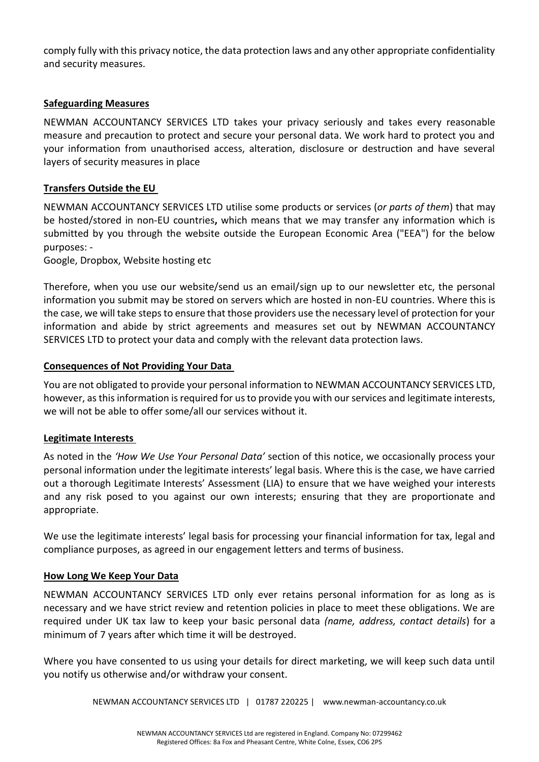comply fully with this privacy notice, the data protection laws and any other appropriate confidentiality and security measures.

**Safeguarding Measures**

NEWMAN ACCOUNTANCY SERVICES LTD takes your privacy seriously and takes every reasonable measure and precaution to protect and secure your personal data. We work hard to protect you and your information from unauthorised access, alteration, disclosure or destruction and have several layers of security measures in place

**Transfers Outside the EU**

NEWMAN ACCOUNTANCY SERVICES LTD utilise some products or services (*or parts of them*) that may be hosted/stored in non-EU countries**,** which means that we may transfer any information which is submitted by you through the website outside the European Economic Area ("EEA") for the below purposes: -

Google, Dropbox, Website hosting etc

Therefore, when you use our website/send us an email/sign up to our newsletter etc, the personal information you submit may be stored on servers which are hosted in non-EU countries. Where this is the case, we will take steps to ensure that those providers use the necessary level of protection for your information and abide by strict agreements and measures set out by NEWMAN ACCOUNTANCY SERVICES LTD to protect your data and comply with the relevant data protection laws.

**Consequences of Not Providing Your Data**

You are not obligated to provide your personal information to NEWMAN ACCOUNTANCY SERVICES LTD, however, as this information is required for us to provide you with our services and legitimate interests, we will not be able to offer some/all our services without it.

**Legitimate Interests**

As noted in the *'How We Use Your Personal Data'* section of this notice, we occasionally process your personal information under the legitimate interests' legal basis. Where this is the case, we have carried out a thorough Legitimate Interests' Assessment (LIA) to ensure that we have weighed your interests and any risk posed to you against our own interests; ensuring that they are proportionate and appropriate.

We use the legitimate interests' legal basis for processing your financial information for tax, legal and compliance purposes, as agreed in our engagement letters and terms of business.

**How Long We Keep Your Data**

NEWMAN ACCOUNTANCY SERVICES LTD only ever retains personal information for as long as is necessary and we have strict review and retention policies in place to meet these obligations. We are required under UK tax law to keep your basic personal data *(name, address, contact details*) for a minimum of 7 years after which time it will be destroyed.

Where you have consented to us using your details for direct marketing, we will keep such data until you notify us otherwise and/or withdraw your consent.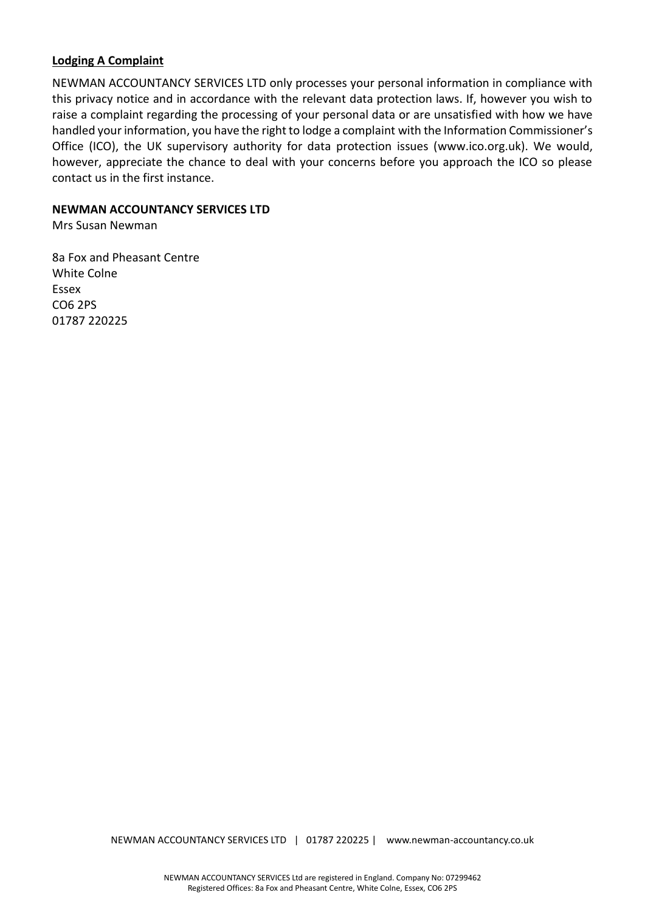**Lodging A Complaint**

NEWMAN ACCOUNTANCY SERVICES LTD only processes your personal information in compliance with this privacy notice and in accordance with the relevant data protection laws. If, however you wish to raise a complaint regarding the processing of your personal data or are unsatisfied with how we have handled your information, you have the right to lodge a complaint with the Information Commissioner's Office (ICO), the UK supervisory authority for data protection issues (www.ico.org.uk). We would, however, appreciate the chance to deal with your concerns before you approach the ICO so please contact us in the first instance.

**NEWMAN ACCOUNTANCY SERVICES LTD**
Mrs Susan Newman

8a Fox and Pheasant Centre
White Colne
Essex
CO6 2PS
01787 220225